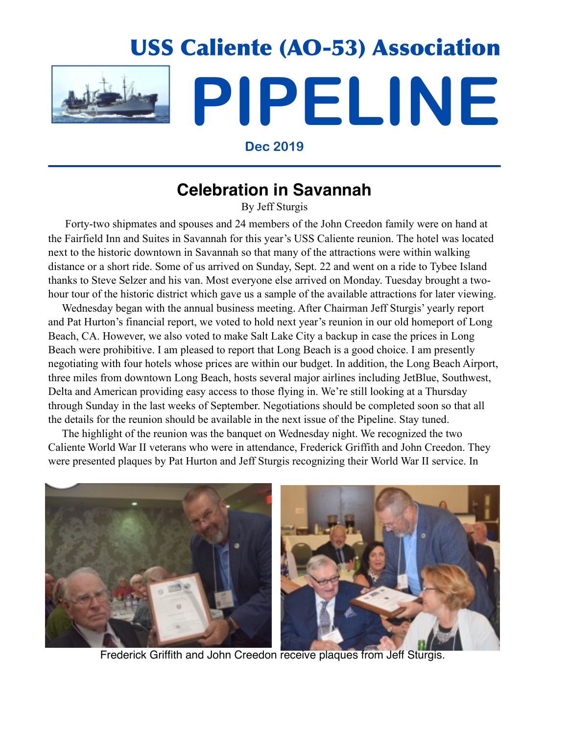# USS Caliente (AO-53) Association

# PIPELINE

**Dec 2019**

## Celebration in Savannah

By Jeff Sturgis

Forty-two shipmates and spouses and 24 members of the John Creedon family were on hand at the Fairfield Inn and Suites in Savannah for this year's USS Caliente reunion. The hotel was located next to the historic downtown in Savannah so that many of the attractions were within walking distance or a short ride. Some of us arrived on Sunday, Sept. 22 and went on a ride to Tybee Island thanks to Steve Selzer and his van. Most everyone else arrived on Monday. Tuesday brought a two-hour tour of the historic district which gave us a sample of the available attractions for later viewing.

Wednesday began with the annual business meeting. After Chairman Jeff Sturgis' yearly report and Pat Hurton's financial report, we voted to hold next year's reunion in our old homeport of Long Beach, CA. However, we also voted to make Salt Lake City a backup in case the prices in Long Beach were prohibitive. I am pleased to report that Long Beach is a good choice. I am presently negotiating with four hotels whose prices are within our budget. In addition, the Long Beach Airport, three miles from downtown Long Beach, hosts several major airlines including JetBlue, Southwest, Delta and American providing easy access to those flying in. We're still looking at a Thursday through Sunday in the last weeks of September. Negotiations should be completed soon so that all the details for the reunion should be available in the next issue of the Pipeline. Stay tuned.

The highlight of the reunion was the banquet on Wednesday night. We recognized the two Caliente World War II veterans who were in attendance, Frederick Griffith and John Creedon. They were presented plaques by Pat Hurton and Jeff Sturgis recognizing their World War II service. In

Frederick Griffith and John Creedon receive plaques from Jeff Sturgis.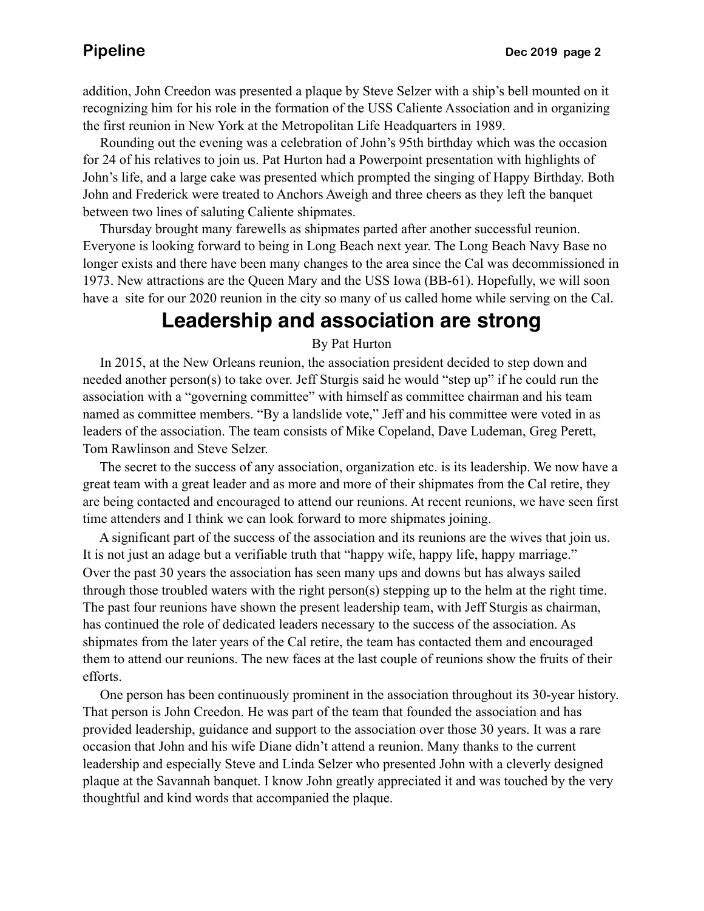addition, John Creedon was presented a plaque by Steve Selzer with a ship's bell mounted on it recognizing him for his role in the formation of the USS Caliente Association and in organizing the first reunion in New York at the Metropolitan Life Headquarters in 1989.

Rounding out the evening was a celebration of John's 95th birthday which was the occasion for 24 of his relatives to join us. Pat Hurton had a Powerpoint presentation with highlights of John's life, and a large cake was presented which prompted the singing of Happy Birthday. Both John and Frederick were treated to Anchors Aweigh and three cheers as they left the banquet between two lines of saluting Caliente shipmates.

Thursday brought many farewells as shipmates parted after another successful reunion. Everyone is looking forward to being in Long Beach next year. The Long Beach Navy Base no longer exists and there have been many changes to the area since the Cal was decommissioned in 1973. New attractions are the Queen Mary and the USS Iowa (BB-61). Hopefully, we will soon have a site for our 2020 reunion in the city so many of us called home while serving on the Cal.

# Leadership and association are strong

By Pat Hurton

In 2015, at the New Orleans reunion, the association president decided to step down and needed another person(s) to take over. Jeff Sturgis said he would "step up" if he could run the association with a "governing committee" with himself as committee chairman and his team named as committee members. "By a landslide vote," Jeff and his committee were voted in as leaders of the association. The team consists of Mike Copeland, Dave Ludeman, Greg Perett, Tom Rawlinson and Steve Selzer.

The secret to the success of any association, organization etc. is its leadership. We now have a great team with a great leader and as more and more of their shipmates from the Cal retire, they are being contacted and encouraged to attend our reunions. At recent reunions, we have seen first time attenders and I think we can look forward to more shipmates joining.

A significant part of the success of the association and its reunions are the wives that join us. It is not just an adage but a verifiable truth that "happy wife, happy life, happy marriage." Over the past 30 years the association has seen many ups and downs but has always sailed through those troubled waters with the right person(s) stepping up to the helm at the right time. The past four reunions have shown the present leadership team, with Jeff Sturgis as chairman, has continued the role of dedicated leaders necessary to the success of the association. As shipmates from the later years of the Cal retire, the team has contacted them and encouraged them to attend our reunions. The new faces at the last couple of reunions show the fruits of their efforts.

One person has been continuously prominent in the association throughout its 30-year history. That person is John Creedon. He was part of the team that founded the association and has provided leadership, guidance and support to the association over those 30 years. It was a rare occasion that John and his wife Diane didn't attend a reunion. Many thanks to the current leadership and especially Steve and Linda Selzer who presented John with a cleverly designed plaque at the Savannah banquet. I know John greatly appreciated it and was touched by the very thoughtful and kind words that accompanied the plaque.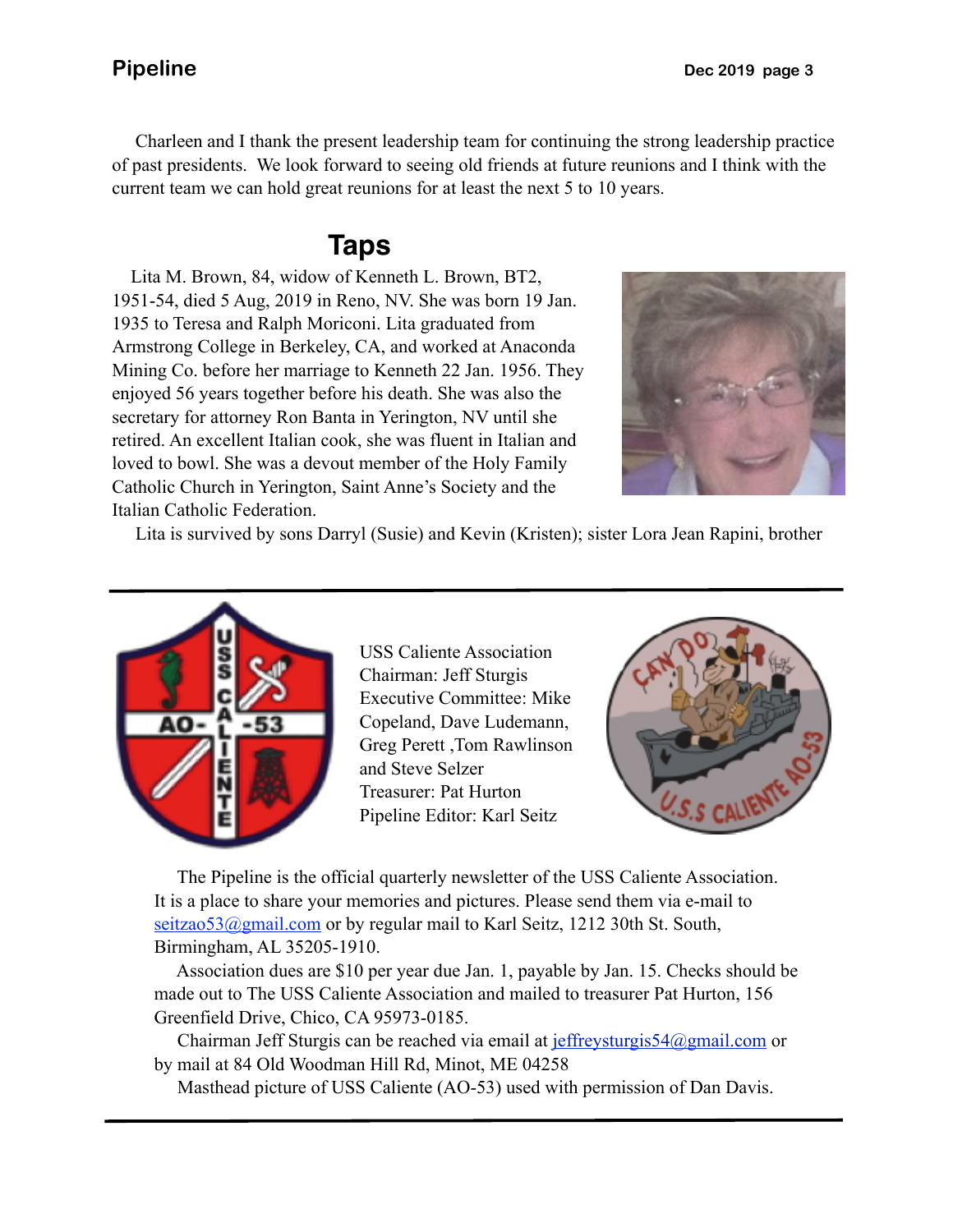Charleen and I thank the present leadership team for continuing the strong leadership practice of past presidents. We look forward to seeing old friends at future reunions and I think with the current team we can hold great reunions for at least the next 5 to 10 years.

## Taps

Lita M. Brown, 84, widow of Kenneth L. Brown, BT2, 1951-54, died 5 Aug, 2019 in Reno, NV. She was born 19 Jan. 1935 to Teresa and Ralph Moriconi. Lita graduated from Armstrong College in Berkeley, CA, and worked at Anaconda Mining Co. before her marriage to Kenneth 22 Jan. 1956. They enjoyed 56 years together before his death. She was also the secretary for attorney Ron Banta in Yerington, NV until she retired. An excellent Italian cook, she was fluent in Italian and loved to bowl. She was a devout member of the Holy Family Catholic Church in Yerington, Saint Anne's Society and the Italian Catholic Federation.

Lita is survived by sons Darryl (Susie) and Kevin (Kristen); sister Lora Jean Rapini, brother

---

USS Caliente Association
Chairman: Jeff Sturgis
Executive Committee: Mike Copeland, Dave Ludemann, Greg Perett ,Tom Rawlinson and Steve Selzer
Treasurer: Pat Hurton
Pipeline Editor: Karl Seitz

The Pipeline is the official quarterly newsletter of the USS Caliente Association. It is a place to share your memories and pictures. Please send them via e-mail to seitzao53@gmail.com or by regular mail to Karl Seitz, 1212 30th St. South, Birmingham, AL 35205-1910.

Association dues are $10 per year due Jan. 1, payable by Jan. 15. Checks should be made out to The USS Caliente Association and mailed to treasurer Pat Hurton, 156 Greenfield Drive, Chico, CA 95973-0185.

Chairman Jeff Sturgis can be reached via email at jeffreysturgis54@gmail.com or by mail at 84 Old Woodman Hill Rd, Minot, ME 04258

Masthead picture of USS Caliente (AO-53) used with permission of Dan Davis.

---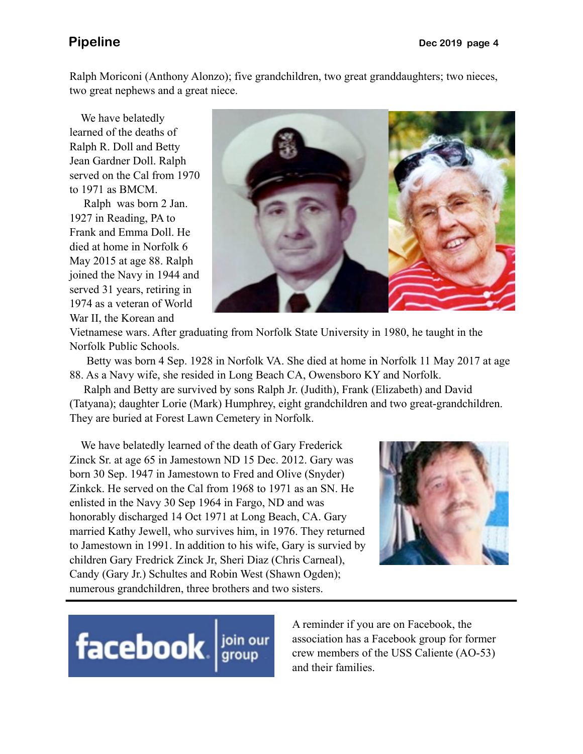Ralph Moriconi (Anthony Alonzo); five grandchildren, two great granddaughters; two nieces, two great nephews and a great niece.

We have belatedly learned of the deaths of Ralph R. Doll and Betty Jean Gardner Doll. Ralph served on the Cal from 1970 to 1971 as BMCM.

Ralph was born 2 Jan. 1927 in Reading, PA to Frank and Emma Doll. He died at home in Norfolk 6 May 2015 at age 88. Ralph joined the Navy in 1944 and served 31 years, retiring in 1974 as a veteran of World War II, the Korean and Vietnamese wars. After graduating from Norfolk State University in 1980, he taught in the Norfolk Public Schools.

Betty was born 4 Sep. 1928 in Norfolk VA. She died at home in Norfolk 11 May 2017 at age 88. As a Navy wife, she resided in Long Beach CA, Owensboro KY and Norfolk.

Ralph and Betty are survived by sons Ralph Jr. (Judith), Frank (Elizabeth) and David (Tatyana); daughter Lorie (Mark) Humphrey, eight grandchildren and two great-grandchildren. They are buried at Forest Lawn Cemetery in Norfolk.

We have belatedly learned of the death of Gary Frederick Zinck Sr. at age 65 in Jamestown ND 15 Dec. 2012. Gary was born 30 Sep. 1947 in Jamestown to Fred and Olive (Snyder) Zinkck. He served on the Cal from 1968 to 1971 as an SN. He enlisted in the Navy 30 Sep 1964 in Fargo, ND and was honorably discharged 14 Oct 1971 at Long Beach, CA. Gary married Kathy Jewell, who survives him, in 1976. They returned to Jamestown in 1991. In addition to his wife, Gary is survied by children Gary Fredrick Zinck Jr, Sheri Diaz (Chris Carneal), Candy (Gary Jr.) Schultes and Robin West (Shawn Ogden); numerous grandchildren, three brothers and two sisters.

---

facebook | join our group

A reminder if you are on Facebook, the association has a Facebook group for former crew members of the USS Caliente (AO-53) and their families.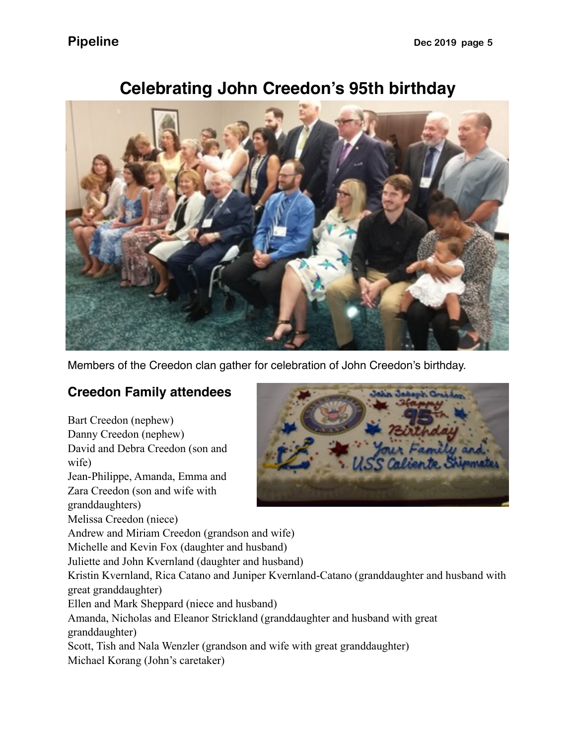# Celebrating John Creedon's 95th birthday

Members of the Creedon clan gather for celebration of John Creedon's birthday.

## Creedon Family attendees

Bart Creedon (nephew)
Danny Creedon (nephew)
David and Debra Creedon (son and wife)
Jean-Philippe, Amanda, Emma and Zara Creedon (son and wife with granddaughters)
Melissa Creedon (niece)
Andrew and Miriam Creedon (grandson and wife)
Michelle and Kevin Fox (daughter and husband)
Juliette and John Kvernland (daughter and husband)
Kristin Kvernland, Rica Catano and Juniper Kvernland-Catano (granddaughter and husband with great granddaughter)
Ellen and Mark Sheppard (niece and husband)
Amanda, Nicholas and Eleanor Strickland (granddaughter and husband with great granddaughter)
Scott, Tish and Nala Wenzler (grandson and wife with great granddaughter)
Michael Korang (John's caretaker)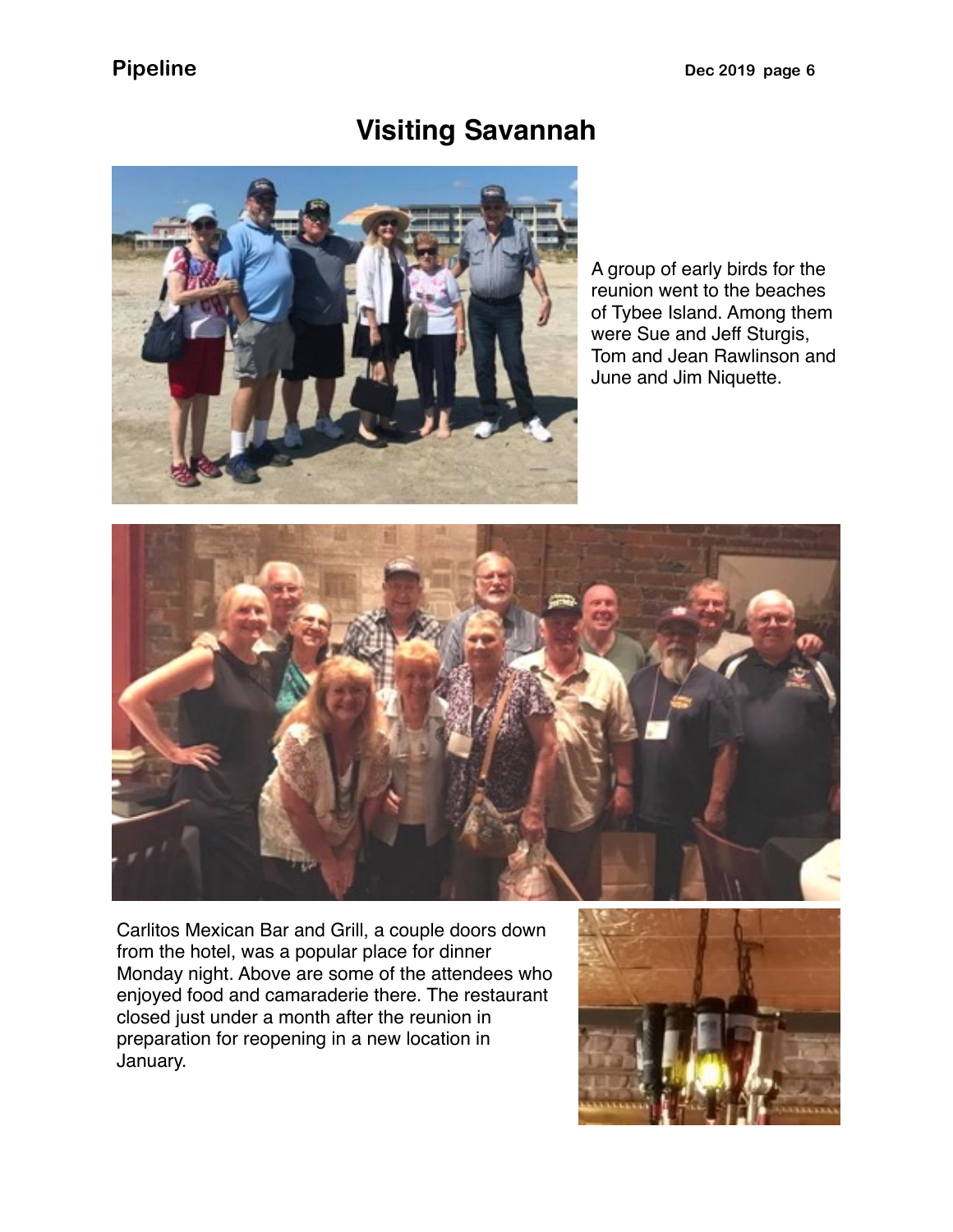# Visiting Savannah

A group of early birds for the reunion went to the beaches of Tybee Island. Among them were Sue and Jeff Sturgis, Tom and Jean Rawlinson and June and Jim Niquette.

Carlitos Mexican Bar and Grill, a couple doors down from the hotel, was a popular place for dinner Monday night. Above are some of the attendees who enjoyed food and camaraderie there. The restaurant closed just under a month after the reunion in preparation for reopening in a new location in January.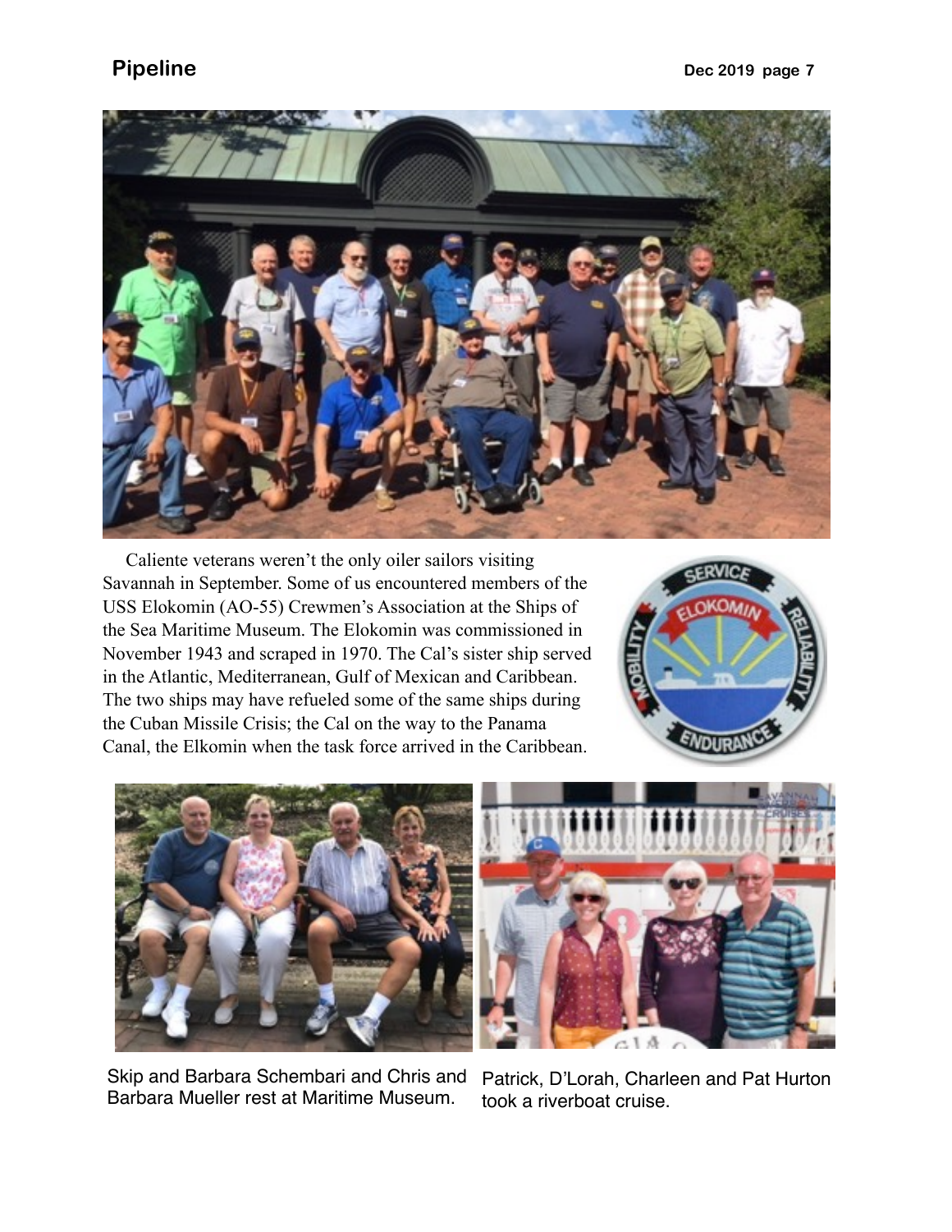Caliente veterans weren't the only oiler sailors visiting Savannah in September. Some of us encountered members of the USS Elokomin (AO-55) Crewmen's Association at the Ships of the Sea Maritime Museum. The Elokomin was commissioned in November 1943 and scraped in 1970. The Cal's sister ship served in the Atlantic, Mediterranean, Gulf of Mexican and Caribbean. The two ships may have refueled some of the same ships during the Cuban Missile Crisis; the Cal on the way to the Panama Canal, the Elkomin when the task force arrived in the Caribbean.

Skip and Barbara Schembari and Chris and Barbara Mueller rest at Maritime Museum.

Patrick, D'Lorah, Charleen and Pat Hurton took a riverboat cruise.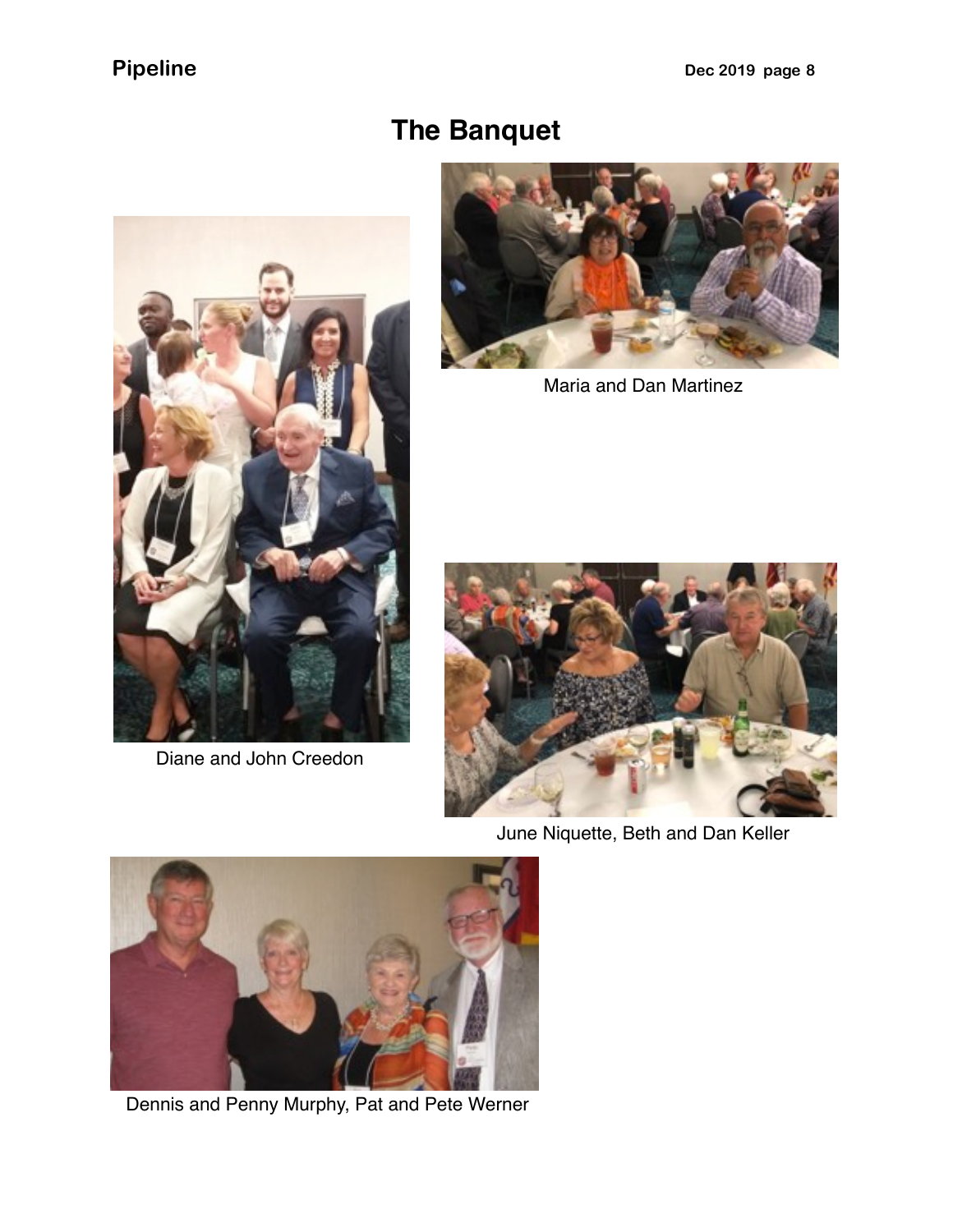# The Banquet

Diane and John Creedon

Maria and Dan Martinez

June Niquette, Beth and Dan Keller

Dennis and Penny Murphy, Pat and Pete Werner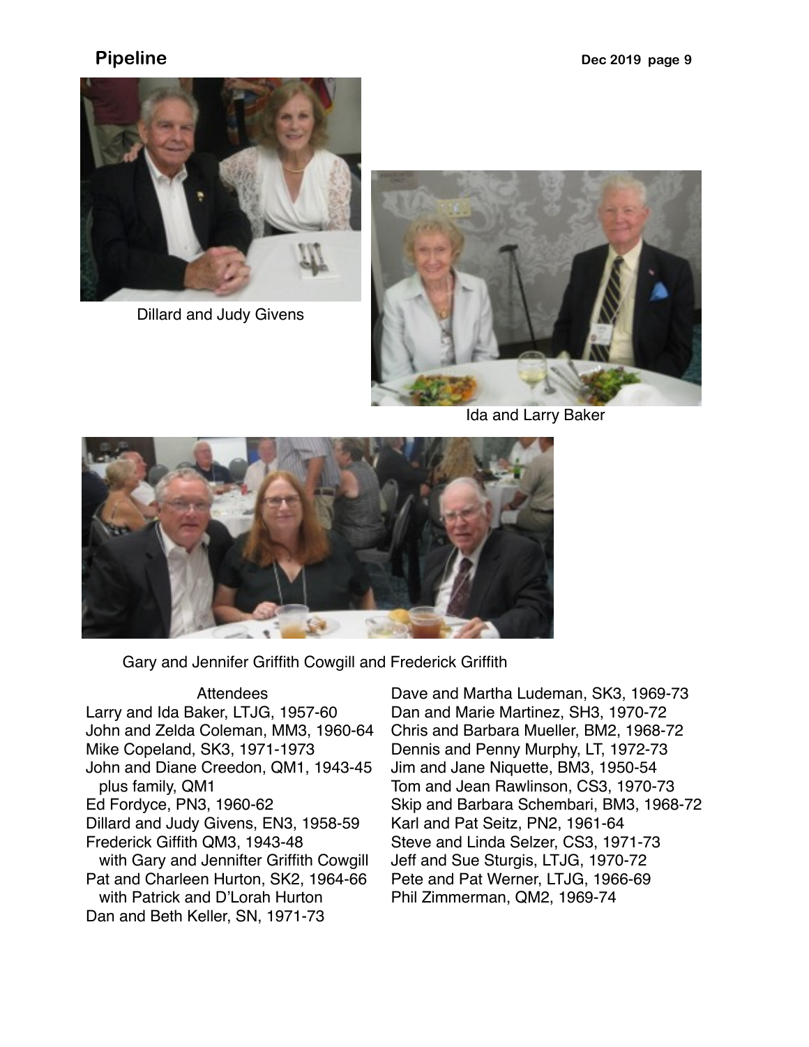Dillard and Judy Givens

Ida and Larry Baker

Gary and Jennifer Griffith Cowgill and Frederick Griffith

Attendees

Larry and Ida Baker, LTJG, 1957-60
John and Zelda Coleman, MM3, 1960-64
Mike Copeland, SK3, 1971-1973
John and Diane Creedon, QM1, 1943-45
  plus family, QM1
Ed Fordyce, PN3, 1960-62
Dillard and Judy Givens, EN3, 1958-59
Frederick Giffith QM3, 1943-48
  with Gary and Jennifter Griffith Cowgill
Pat and Charleen Hurton, SK2, 1964-66
  with Patrick and D'Lorah Hurton
Dan and Beth Keller, SN, 1971-73
Dave and Martha Ludeman, SK3, 1969-73
Dan and Marie Martinez, SH3, 1970-72
Chris and Barbara Mueller, BM2, 1968-72
Dennis and Penny Murphy, LT, 1972-73
Jim and Jane Niquette, BM3, 1950-54
Tom and Jean Rawlinson, CS3, 1970-73
Skip and Barbara Schembari, BM3, 1968-72
Karl and Pat Seitz, PN2, 1961-64
Steve and Linda Selzer, CS3, 1971-73
Jeff and Sue Sturgis, LTJG, 1970-72
Pete and Pat Werner, LTJG, 1966-69
Phil Zimmerman, QM2, 1969-74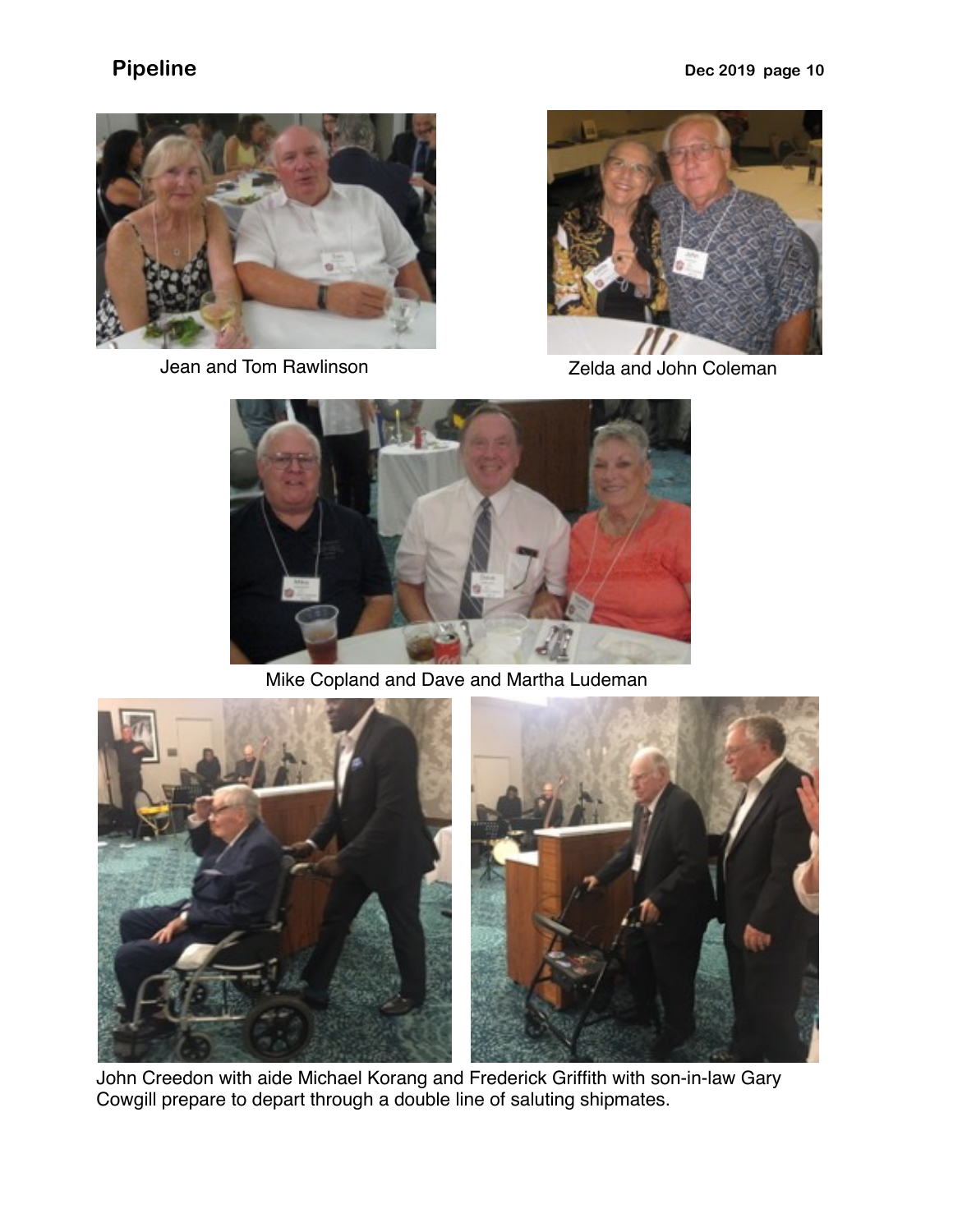Jean and Tom Rawlinson

Zelda and John Coleman

Mike Copland and Dave and Martha Ludeman

John Creedon with aide Michael Korang and Frederick Griffith with son-in-law Gary Cowgill prepare to depart through a double line of saluting shipmates.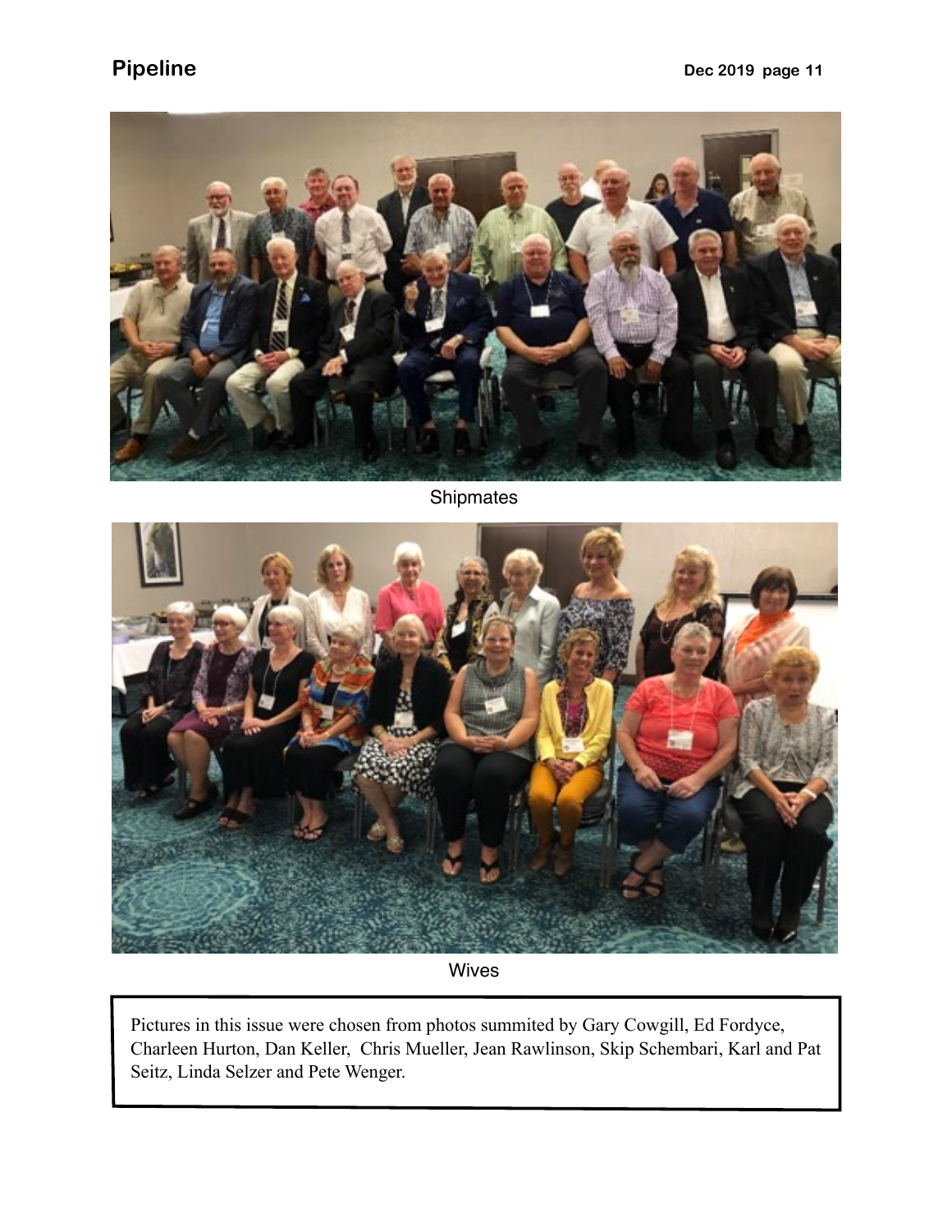Shipmates

Wives

Pictures in this issue were chosen from photos summited by Gary Cowgill, Ed Fordyce, Charleen Hurton, Dan Keller, Chris Mueller, Jean Rawlinson, Skip Schembari, Karl and Pat Seitz, Linda Selzer and Pete Wenger.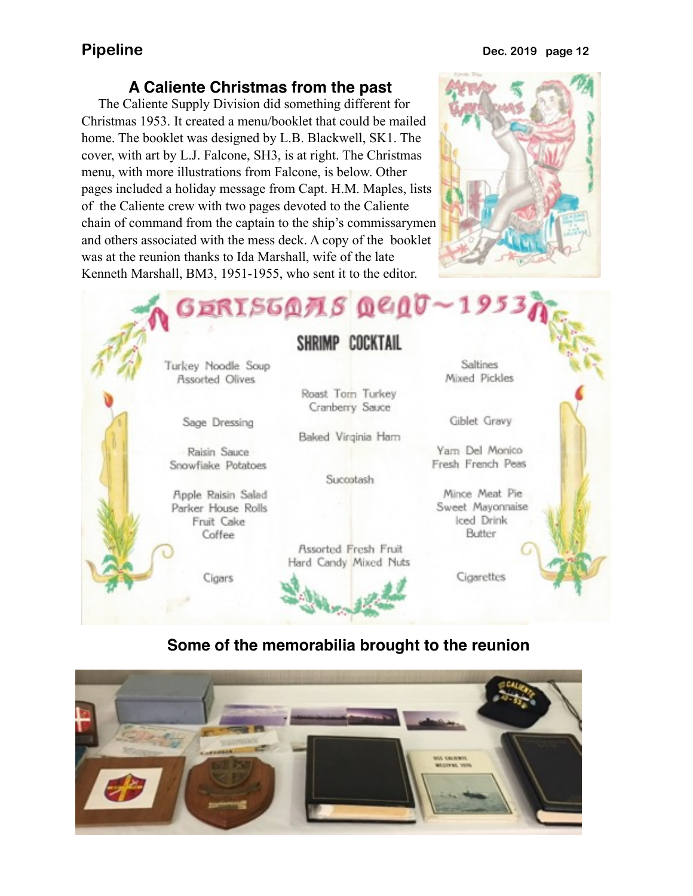## A Caliente Christmas from the past

The Caliente Supply Division did something different for Christmas 1953. It created a menu/booklet that could be mailed home. The booklet was designed by L.B. Blackwell, SK1. The cover, with art by L.J. Falcone, SH3, is at right. The Christmas menu, with more illustrations from Falcone, is below. Other pages included a holiday message from Capt. H.M. Maples, lists of the Caliente crew with two pages devoted to the Caliente chain of command from the captain to the ship's commissarymen and others associated with the mess deck. A copy of the booklet was at the reunion thanks to Ida Marshall, wife of the late Kenneth Marshall, BM3, 1951-1955, who sent it to the editor.

Christmas Menu ~ 1953

SHRIMP COCKTAIL

Turkey Noodle Soup
Assorted Olives

Saltines
Mixed Pickles

Roast Tom Turkey
Cranberry Sauce

Sage Dressing

Giblet Gravy

Baked Virginia Ham

Raisin Sauce
Snowflake Potatoes

Yam Del Monico
Fresh French Peas

Succotash

Apple Raisin Salad
Parker House Rolls
Fruit Cake
Coffee

Mince Meat Pie
Sweet Mayonnaise
Iced Drink
Butter

Assorted Fresh Fruit
Hard Candy Mixed Nuts

Cigars

Cigarettes

**Some of the memorabilia brought to the reunion**